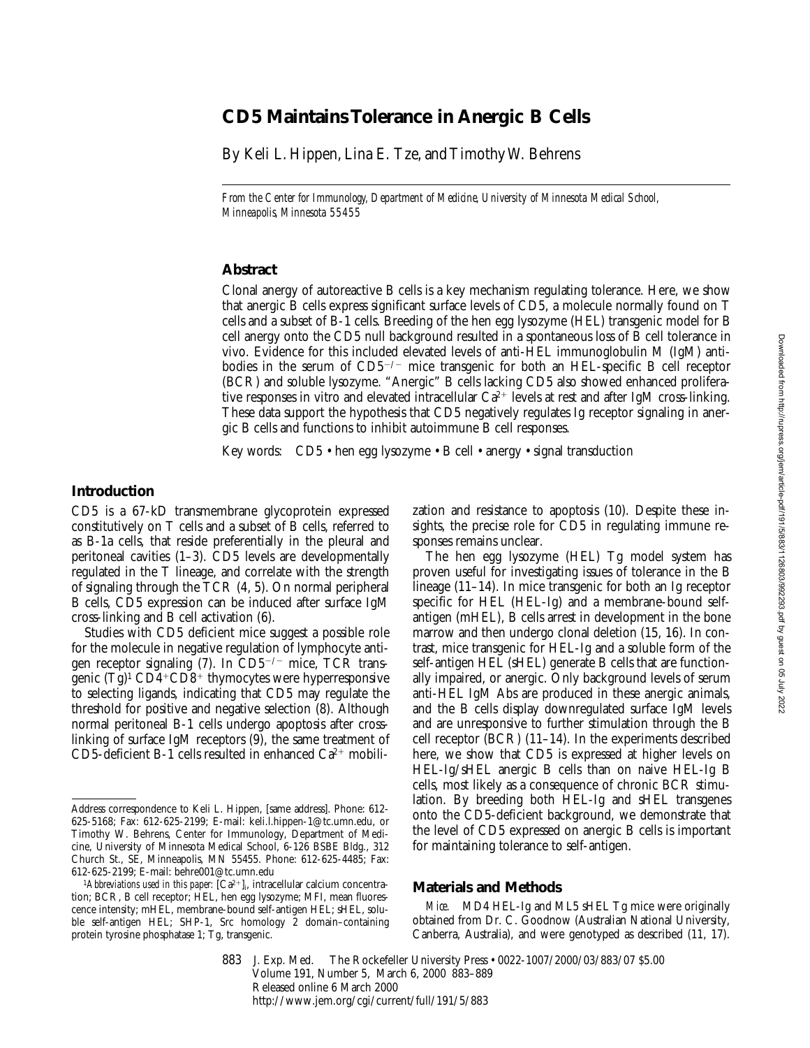# CD5 Maintains Tolerance in Anergic B Cells

By Keli L. Hippen, Lina E. Tze, and Timothy W. Behrens

*From the Center for Immunology, Department of Medicine, University of Minnesota Medical School, Minneapolis, Minnesota 55455*

## Abstract

Clonal anergy of autoreactive B cells is a key mechanism regulating tolerance. Here, we show that anergic B cells express significant surface levels of CD5, a molecule normally found on T cells and a subset of B-1 cells. Breeding of the hen egg lysozyme (HEL) transgenic model for B cell anergy onto the CD5 null background resulted in a spontaneous loss of B cell tolerance in vivo. Evidence for this included elevated levels of anti-HEL immunoglobulin M (IgM) antibodies in the serum of $CD5^{-/-}$ mice transgenic for both an HEL-specific B cell receptor (BCR) and soluble lysozyme. "Anergic" B cells lacking CD5 also showed enhanced proliferative responses in vitro and elevated intracellular $Ca^{2+}$ levels at rest and after IgM cross-linking. These data support the hypothesis that CD5 negatively regulates Ig receptor signaling in anergic B cells and functions to inhibit autoimmune B cell responses.

Key words: CD5 • hen egg lysozyme • B cell • anergy • signal transduction

## Introduction

CD5 is a 67-kD transmembrane glycoprotein expressed constitutively on T cells and a subset of B cells, referred to as B-1a cells, that reside preferentially in the pleural and peritoneal cavities (1–3). CD5 levels are developmentally regulated in the T lineage, and correlate with the strength of signaling through the TCR (4, 5). On normal peripheral B cells, CD5 expression can be induced after surface IgM cross-linking and B cell activation (6).

Studies with CD5 deficient mice suggest a possible role for the molecule in negative regulation of lymphocyte antigen receptor signaling (7). In $CD5^{-/-}$ mice, TCR transgenic (Tg)[1] $CD4^+CD8^+$ thymocytes were hyperresponsive to selecting ligands, indicating that CD5 may regulate the threshold for positive and negative selection (8). Although normal peritoneal B-1 cells undergo apoptosis after cross-linking of surface IgM receptors (9), the same treatment of CD5-deficient B-1 cells resulted in enhanced $Ca^{2+}$ mobilization and resistance to apoptosis (10). Despite these insights, the precise role for CD5 in regulating immune responses remains unclear.

The hen egg lysozyme (HEL) Tg model system has proven useful for investigating issues of tolerance in the B lineage (11–14). In mice transgenic for both an Ig receptor specific for HEL (HEL-Ig) and a membrane-bound self-antigen (mHEL), B cells arrest in development in the bone marrow and then undergo clonal deletion (15, 16). In contrast, mice transgenic for HEL-Ig and a soluble form of the self-antigen HEL (sHEL) generate B cells that are functionally impaired, or anergic. Only background levels of serum anti-HEL IgM Abs are produced in these anergic animals, and the B cells display downregulated surface IgM levels and are unresponsive to further stimulation through the B cell receptor (BCR) (11–14). In the experiments described here, we show that CD5 is expressed at higher levels on HEL-Ig/sHEL anergic B cells than on naive HEL-Ig B cells, most likely as a consequence of chronic BCR stimulation. By breeding both HEL-Ig and sHEL transgenes onto the CD5-deficient background, we demonstrate that the level of CD5 expressed on anergic B cells is important for maintaining tolerance to self-antigen.

## Materials and Methods

*Mice.* MD4 HEL-Ig and ML5 sHEL Tg mice were originally obtained from Dr. C. Goodnow (Australian National University, Canberra, Australia), and were genotyped as described (11, 17).

---

Address correspondence to Keli L. Hippen, [same address]. Phone: 612-625-5168; Fax: 612-625-2199; E-mail: keli.l.hippen-1@tc.umn.edu, or Timothy W. Behrens, Center for Immunology, Department of Medicine, University of Minnesota Medical School, 6-126 BSBE Bldg., 312 Church St., SE, Minneapolis, MN 55455. Phone: 612-625-4485; Fax: 612-625-2199; E-mail: behre001@tc.umn.edu

[1] *Abbreviations used in this paper:* $[Ca^{2+}]_i$, intracellular calcium concentration; BCR, B cell receptor; HEL, hen egg lysozyme; MFI, mean fluorescence intensity; mHEL, membrane-bound self-antigen HEL; sHEL, soluble self-antigen HEL; SHP-1, Src homology 2 domain–containing protein tyrosine phosphatase 1; Tg, transgenic.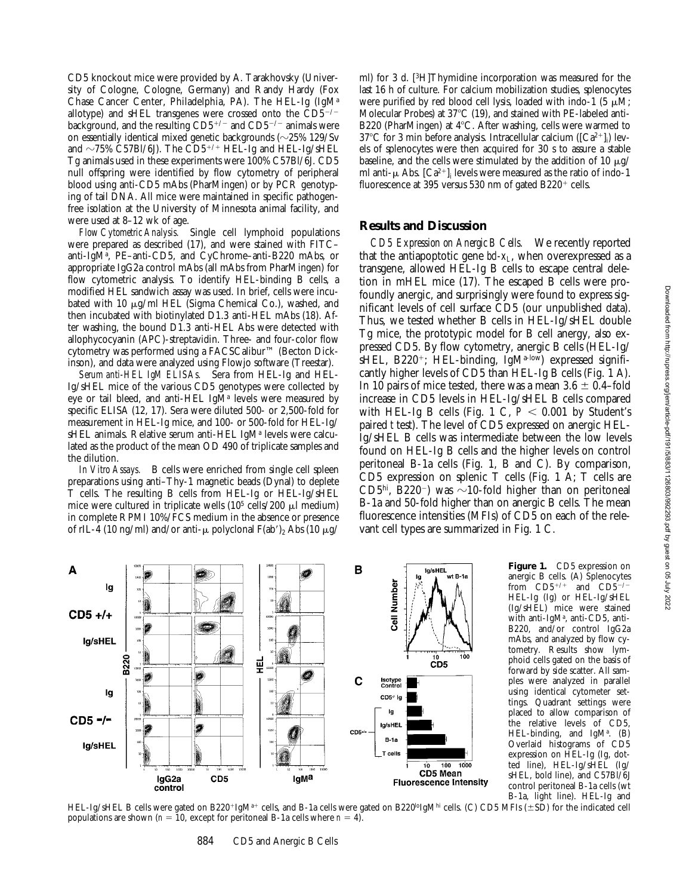CD5 knockout mice were provided by A. Tarakhovsky (University of Cologne, Cologne, Germany) and Randy Hardy (Fox Chase Cancer Center, Philadelphia, PA). The HEL-Ig (IgM$^a$ allotype) and sHEL transgenes were crossed onto the CD5$^{-/-}$ background, and the resulting CD5$^{+/-}$ and CD5$^{-/-}$ animals were on essentially identical mixed genetic backgrounds (~25% 129/Sv and ~75% C57Bl/6J). The CD5$^{+/+}$ HEL-Ig and HEL-Ig/sHEL Tg animals used in these experiments were 100% C57Bl/6J. CD5 null offspring were identified by flow cytometry of peripheral blood using anti-CD5 mAbs (PharMingen) or by PCR genotyping of tail DNA. All mice were maintained in specific pathogen-free isolation at the University of Minnesota animal facility, and were used at 8–12 wk of age.

*Flow Cytometric Analysis.* Single cell lymphoid populations were prepared as described (17), and were stained with FITC–anti-IgM$^a$, PE–anti-CD5, and CyChrome–anti-B220 mAbs, or appropriate IgG2a control mAbs (all mAbs from PharMingen) for flow cytometric analysis. To identify HEL-binding B cells, a modified HEL sandwich assay was used. In brief, cells were incubated with 10 μg/ml HEL (Sigma Chemical Co.), washed, and then incubated with biotinylated D1.3 anti-HEL mAbs (18). After washing, the bound D1.3 anti-HEL Abs were detected with allophycocyanin (APC)-streptavidin. Three- and four-color flow cytometry was performed using a FACSCalibur™ (Becton Dickinson), and data were analyzed using Flowjo software (Treestar).

*Serum anti-HEL IgM ELISAs.* Sera from HEL-Ig and HEL-Ig/sHEL mice of the various CD5 genotypes were collected by eye or tail bleed, and anti-HEL IgM$^a$ levels were measured by specific ELISA (12, 17). Sera were diluted 500- or 2,500-fold for measurement in HEL-Ig mice, and 100- or 500-fold for HEL-Ig/sHEL animals. Relative serum anti-HEL IgM$^a$ levels were calculated as the product of the mean OD 490 of triplicate samples and the dilution.

*In Vitro Assays.* B cells were enriched from single cell spleen preparations using anti–Thy-1 magnetic beads (Dynal) to deplete T cells. The resulting B cells from HEL-Ig or HEL-Ig/sHEL mice were cultured in triplicate wells ($10^5$ cells/200 μl medium) in complete RPMI 10%/FCS medium in the absence or presence of rIL-4 (10 ng/ml) and/or anti-μ polyclonal F(ab′)$_2$ Abs (10 μg/ml) for 3 d. [$^3$H]Thymidine incorporation was measured for the last 16 h of culture. For calcium mobilization studies, splenocytes were purified by red blood cell lysis, loaded with indo-1 (5 μM; Molecular Probes) at 37°C (19), and stained with PE-labeled anti-B220 (PharMingen) at 4°C. After washing, cells were warmed to 37°C for 3 min before analysis. Intracellular calcium ([$Ca^{2+}$]$_i$) levels of splenocytes were then acquired for 30 s to assure a stable baseline, and the cells were stimulated by the addition of 10 μg/ml anti-μ Abs. [$Ca^{2+}$]$_i$ levels were measured as the ratio of indo-1 fluorescence at 395 versus 530 nm of gated B220$^+$ cells.

## Results and Discussion

*CD5 Expression on Anergic B Cells.* We recently reported that the antiapoptotic gene *bcl-x$_L$*, when overexpressed as a transgene, allowed HEL-Ig B cells to escape central deletion in mHEL mice (17). The escaped B cells were profoundly anergic, and surprisingly were found to express significant levels of cell surface CD5 (our unpublished data). Thus, we tested whether B cells in HEL-Ig/sHEL double Tg mice, the prototypic model for B cell anergy, also expressed CD5. By flow cytometry, anergic B cells (HEL-Ig/sHEL, B220$^+$; HEL-binding, IgM$^{a\text{-low}}$) expressed significantly higher levels of CD5 than HEL-Ig B cells (Fig. 1 A). In 10 pairs of mice tested, there was a mean 3.6 ± 0.4–fold increase in CD5 levels in HEL-Ig/sHEL B cells compared with HEL-Ig B cells (Fig. 1 C, $P < 0.001$ by Student's paired *t* test). The level of CD5 expressed on anergic HEL-Ig/sHEL B cells was intermediate between the low levels found on HEL-Ig B cells and the higher levels on control peritoneal B-1a cells (Fig. 1, B and C). By comparison, CD5 expression on splenic T cells (Fig. 1 A; T cells are CD5$^{hi}$, B220$^-$) was ~10-fold higher than on peritoneal B-1a and 50-fold higher than on anergic B cells. The mean fluorescence intensities (MFIs) of CD5 on each of the relevant cell types are summarized in Fig. 1 C.

**Figure 1.** CD5 expression on anergic B cells. (A) Splenocytes from CD5$^{+/+}$ and CD5$^{-/-}$ HEL-Ig (Ig) or HEL-Ig/sHEL (Ig/sHEL) mice were stained with anti-IgM$^a$, anti-CD5, anti-B220, and/or control IgG2a mAbs, and analyzed by flow cytometry. Results show lymphoid cells gated on the basis of forward by side scatter. All samples were analyzed in parallel using identical cytometer settings. Quadrant settings were placed to allow comparison of the relative levels of CD5, HEL-binding, and IgM$^a$. (B) Overlaid histograms of CD5 expression on HEL-Ig (Ig, dotted line), HEL-Ig/sHEL (Ig/sHEL, bold line), and C57Bl/6J control peritoneal B-1a cells (wt B-1a, light line). HEL-Ig and HEL-Ig/sHEL B cells were gated on B220$^+$IgM$^{a+}$ cells, and B-1a cells were gated on B220$^{lo}$IgM$^{hi}$ cells. (C) CD5 MFIs (±SD) for the indicated cell populations are shown ($n = 10$, except for peritoneal B-1a cells where $n = 4$).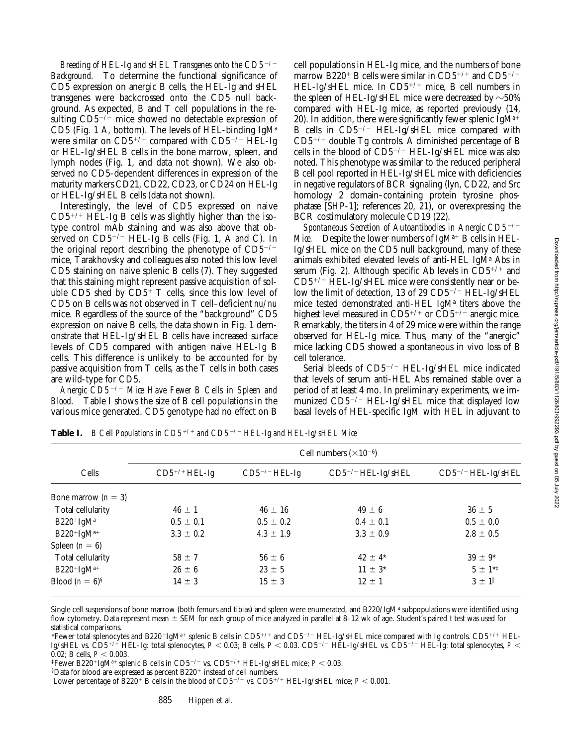*Breeding of HEL-Ig and sHEL Transgenes onto the CD5$^{-/-}$ Background.* To determine the functional significance of CD5 expression on anergic B cells, the HEL-Ig and sHEL transgenes were backcrossed onto the CD5 null background. As expected, B and T cell populations in the resulting CD5$^{-/-}$ mice showed no detectable expression of CD5 (Fig. 1 A, bottom). The levels of HEL-binding IgM$^a$ were similar on CD5$^{+/+}$ compared with CD5$^{-/-}$ HEL-Ig or HEL-Ig/sHEL B cells in the bone marrow, spleen, and lymph nodes (Fig. 1, and data not shown). We also observed no CD5-dependent differences in expression of the maturity markers CD21, CD22, CD23, or CD24 on HEL-Ig or HEL-Ig/sHEL B cells (data not shown).

Interestingly, the level of CD5 expressed on naive CD5$^{+/+}$ HEL-Ig B cells was slightly higher than the isotype control mAb staining and was also above that observed on CD5$^{-/-}$ HEL-Ig B cells (Fig. 1, A and C). In the original report describing the phenotype of CD5$^{-/-}$ mice, Tarakhovsky and colleagues also noted this low level CD5 staining on naive splenic B cells (7). They suggested that this staining might represent passive acquisition of soluble CD5 shed by CD5$^+$ T cells, since this low level of CD5 on B cells was not observed in T cell–deficient *nu/nu* mice. Regardless of the source of the "background" CD5 expression on naive B cells, the data shown in Fig. 1 demonstrate that HEL-Ig/sHEL B cells have increased surface levels of CD5 compared with antigen naive HEL-Ig B cells. This difference is unlikely to be accounted for by passive acquisition from T cells, as the T cells in both cases are wild-type for CD5.

*Anergic CD5$^{-/-}$ Mice Have Fewer B Cells in Spleen and Blood.* Table I shows the size of B cell populations in the various mice generated. CD5 genotype had no effect on B cell populations in HEL-Ig mice, and the numbers of bone marrow B220$^+$ B cells were similar in CD5$^{+/+}$ and CD5$^{-/-}$ HEL-Ig/sHEL mice. In CD5$^{+/+}$ mice, B cell numbers in the spleen of HEL-Ig/sHEL mice were decreased by ~50% compared with HEL-Ig mice, as reported previously (14, 20). In addition, there were significantly fewer splenic IgM$^{a+}$ B cells in CD5$^{-/-}$ HEL-Ig/sHEL mice compared with CD5$^{+/+}$ double Tg controls. A diminished percentage of B cells in the blood of CD5$^{-/-}$ HEL-Ig/sHEL mice was also noted. This phenotype was similar to the reduced peripheral B cell pool reported in HEL-Ig/sHEL mice with deficiencies in negative regulators of BCR signaling (lyn, CD22, and Src homology 2 domain–containing protein tyrosine phosphatase [SHP-1]; references 20, 21), or overexpressing the BCR costimulatory molecule CD19 (22).

*Spontaneous Secretion of Autoantibodies in Anergic CD5$^{-/-}$ Mice.* Despite the lower numbers of IgM$^{a+}$ B cells in HEL-Ig/sHEL mice on the CD5 null background, many of these animals exhibited elevated levels of anti-HEL IgM$^a$ Abs in serum (Fig. 2). Although specific Ab levels in CD5$^{+/+}$ and CD5$^{+/-}$ HEL-Ig/sHEL mice were consistently near or below the limit of detection, 13 of 29 CD5$^{-/-}$ HEL-Ig/sHEL mice tested demonstrated anti-HEL IgM$^a$ titers above the highest level measured in CD5$^{+/+}$ or CD5$^{+/-}$ anergic mice. Remarkably, the titers in 4 of 29 mice were within the range observed for HEL-Ig mice. Thus, many of the "anergic" mice lacking CD5 showed a spontaneous in vivo loss of B cell tolerance.

Serial bleeds of CD5$^{-/-}$ HEL-Ig/sHEL mice indicated that levels of serum anti-HEL Abs remained stable over a period of at least 4 mo. In preliminary experiments, we immunized CD5$^{-/-}$ HEL-Ig/sHEL mice that displayed low basal levels of HEL-specific IgM with HEL in adjuvant to

**Table I.** *B Cell Populations in CD5$^{+/+}$ and CD5$^{-/-}$ HEL-Ig and HEL-Ig/sHEL Mice*

| Cells | Cell numbers ($\times 10^{-6}$) | | | |
|---|---|---|---|---|
| | CD5$^{+/+}$ HEL-Ig | CD5$^{-/-}$ HEL-Ig | CD5$^{+/+}$ HEL-Ig/sHEL | CD5$^{-/-}$ HEL-Ig/sHEL |
| Bone marrow ($n = 3$) | | | | |
| Total cellularity | $46 \pm 1$ | $46 \pm 16$ | $49 \pm 6$ | $36 \pm 5$ |
| B220$^+$IgM$^{a-}$ | $0.5 \pm 0.1$ | $0.5 \pm 0.2$ | $0.4 \pm 0.1$ | $0.5 \pm 0.0$ |
| B220$^+$IgM$^{a+}$ | $3.3 \pm 0.2$ | $4.3 \pm 1.9$ | $3.3 \pm 0.9$ | $2.8 \pm 0.5$ |
| Spleen ($n = 6$) | | | | |
| Total cellularity | $58 \pm 7$ | $56 \pm 6$ | $42 \pm 4$* | $39 \pm 9$* |
| B220$^+$IgM$^{a+}$ | $26 \pm 6$ | $23 \pm 5$ | $11 \pm 3$* | $5 \pm 1$*‡ |
| Blood ($n = 6$)§ | $14 \pm 3$ | $15 \pm 3$ | $12 \pm 1$ | $3 \pm 1$‖ |

Single cell suspensions of bone marrow (both femurs and tibias) and spleen were enumerated, and B220/IgM$^a$ subpopulations were identified using flow cytometry. Data represent mean ± SEM for each group of mice analyzed in parallel at 8–12 wk of age. Student's paired *t* test was used for statistical comparisons.

*Fewer total splenocytes and B220$^+$IgM$^{a+}$ splenic B cells in CD5$^{+/+}$ and CD5$^{-/-}$ HEL-Ig/sHEL mice compared with Ig controls. CD5$^{+/+}$ HEL-Ig/sHEL vs. CD5$^{+/+}$ HEL-Ig: total splenocytes, $P < 0.03$; B cells, $P < 0.03$. CD5$^{-/-}$ HEL-Ig/sHEL vs. CD5$^{-/-}$ HEL-Ig: total splenocytes, $P < 0.02$; B cells, $P < 0.003$.

‡Fewer B220$^+$IgM$^{a+}$ splenic B cells in CD5$^{-/-}$ vs. CD5$^{+/+}$ HEL-Ig/sHEL mice; $P < 0.03$.

§Data for blood are expressed as percent B220$^+$ instead of cell numbers.

‖Lower percentage of B220$^+$ B cells in the blood of CD5$^{-/-}$ vs. CD5$^{+/+}$ HEL-Ig/sHEL mice; $P < 0.001$.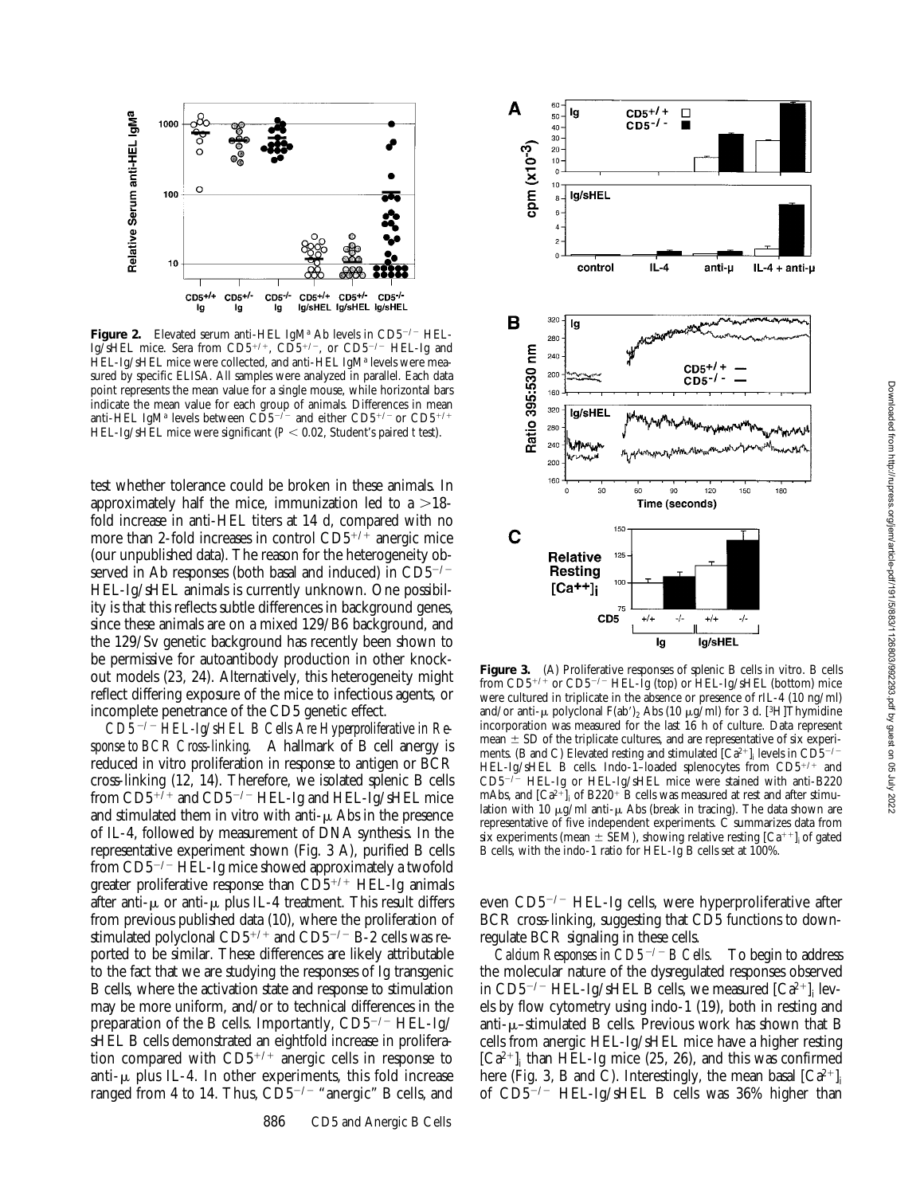**Figure 2.** Elevated serum anti-HEL IgM$^a$ Ab levels in CD5$^{-/-}$ HEL-Ig/sHEL mice. Sera from CD5$^{+/+}$, CD5$^{+/-}$, or CD5$^{-/-}$ HEL-Ig and HEL-Ig/sHEL mice were collected, and anti-HEL IgM$^a$ levels were measured by specific ELISA. All samples were analyzed in parallel. Each data point represents the mean value for a single mouse, while horizontal bars indicate the mean value for each group of animals. Differences in mean anti-HEL IgM$^a$ levels between CD5$^{-/-}$ and either CD5$^{+/-}$ or CD5$^{+/+}$ HEL-Ig/sHEL mice were significant ($P < 0.02$, Student's paired $t$ test).

test whether tolerance could be broken in these animals. In approximately half the mice, immunization led to a >18-fold increase in anti-HEL titers at 14 d, compared with no more than 2-fold increases in control CD5$^{+/+}$ anergic mice (our unpublished data). The reason for the heterogeneity observed in Ab responses (both basal and induced) in CD5$^{-/-}$ HEL-Ig/sHEL animals is currently unknown. One possibility is that this reflects subtle differences in background genes, since these animals are on a mixed 129/B6 background, and the 129/Sv genetic background has recently been shown to be permissive for autoantibody production in other knockout models (23, 24). Alternatively, this heterogeneity might reflect differing exposure of the mice to infectious agents, or incomplete penetrance of the CD5 genetic effect.

*CD5$^{-/-}$ HEL-Ig/sHEL B Cells Are Hyperproliferative in Response to BCR Cross-linking.* A hallmark of B cell anergy is reduced in vitro proliferation in response to antigen or BCR cross-linking (12, 14). Therefore, we isolated splenic B cells from CD5$^{+/+}$ and CD5$^{-/-}$ HEL-Ig and HEL-Ig/sHEL mice and stimulated them in vitro with anti-μ Abs in the presence of IL-4, followed by measurement of DNA synthesis. In the representative experiment shown (Fig. 3 A), purified B cells from CD5$^{-/-}$ HEL-Ig mice showed approximately a twofold greater proliferative response than CD5$^{+/+}$ HEL-Ig animals after anti-μ or anti-μ plus IL-4 treatment. This result differs from previous published data (10), where the proliferation of stimulated polyclonal CD5$^{+/+}$ and CD5$^{-/-}$ B-2 cells was reported to be similar. These differences are likely attributable to the fact that we are studying the responses of Ig transgenic B cells, where the activation state and response to stimulation may be more uniform, and/or to technical differences in the preparation of the B cells. Importantly, CD5$^{-/-}$ HEL-Ig/sHEL B cells demonstrated an eightfold increase in proliferation compared with CD5$^{+/+}$ anergic cells in response to anti-μ plus IL-4. In other experiments, this fold increase ranged from 4 to 14. Thus, CD5$^{-/-}$ "anergic" B cells, and even CD5$^{-/-}$ HEL-Ig cells, were hyperproliferative after BCR cross-linking, suggesting that CD5 functions to downregulate BCR signaling in these cells.

**Figure 3.** (A) Proliferative responses of splenic B cells in vitro. B cells from CD5$^{+/+}$ or CD5$^{-/-}$ HEL-Ig (top) or HEL-Ig/sHEL (bottom) mice were cultured in triplicate in the absence or presence of rIL-4 (10 ng/ml) and/or anti-μ polyclonal F(ab')$_2$ Abs (10 μg/ml) for 3 d. [$^3$H]Thymidine incorporation was measured for the last 16 h of culture. Data represent mean ± SD of the triplicate cultures, and are representative of six experiments. (B and C) Elevated resting and stimulated $[Ca^{2+}]_i$ levels in CD5$^{-/-}$ HEL-Ig/sHEL B cells. Indo-1–loaded splenocytes from CD5$^{+/+}$ and CD5$^{-/-}$ HEL-Ig or HEL-Ig/sHEL mice were stained with anti-B220 mAbs, and $[Ca^{2+}]_i$ of B220$^+$ B cells was measured at rest and after stimulation with 10 μg/ml anti-μ Abs (break in tracing). The data shown are representative of five independent experiments. C summarizes data from six experiments (mean ± SEM), showing relative resting $[Ca^{++}]_i$ of gated B cells, with the indo-1 ratio for HEL-Ig B cells set at 100%.

*Calcium Responses in CD5$^{-/-}$ B Cells.* To begin to address the molecular nature of the dysregulated responses observed in CD5$^{-/-}$ HEL-Ig/sHEL B cells, we measured $[Ca^{2+}]_i$ levels by flow cytometry using indo-1 (19), both in resting and anti-μ–stimulated B cells. Previous work has shown that B cells from anergic HEL-Ig/sHEL mice have a higher resting $[Ca^{2+}]_i$ than HEL-Ig mice (25, 26), and this was confirmed here (Fig. 3, B and C). Interestingly, the mean basal $[Ca^{2+}]_i$ of CD5$^{-/-}$ HEL-Ig/sHEL B cells was 36% higher than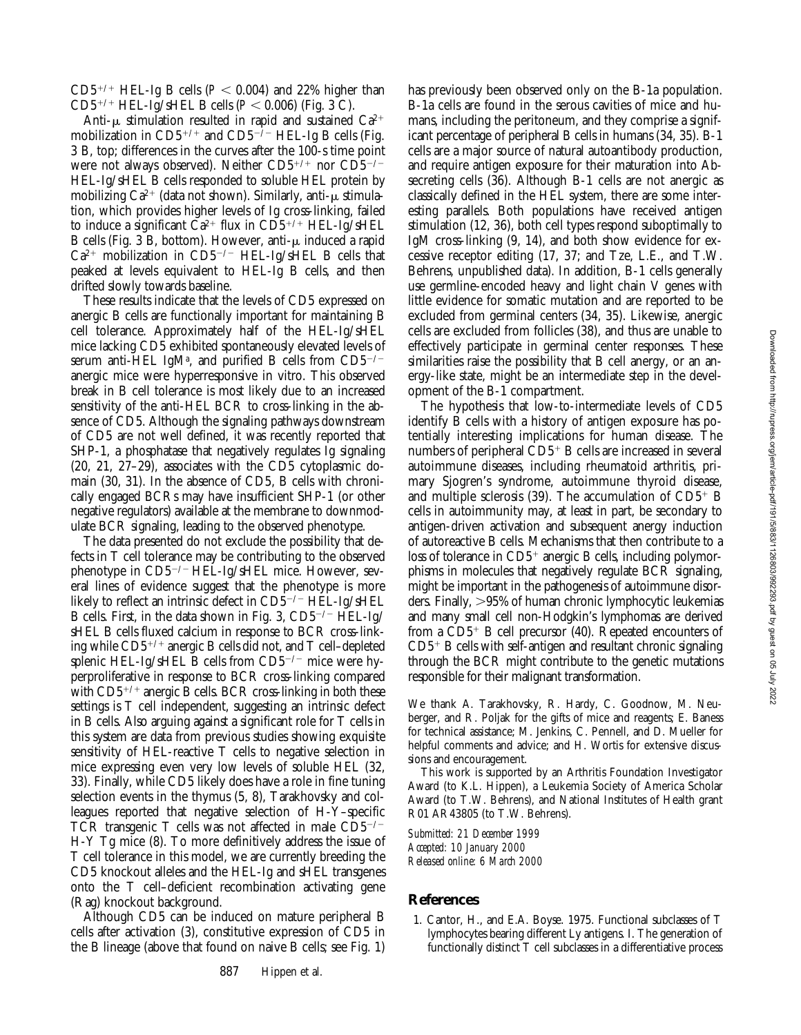$CD5^{+/+}$ HEL-Ig B cells ($P < 0.004$) and 22% higher than $CD5^{+/+}$ HEL-Ig/sHEL B cells ($P < 0.006$) (Fig. 3 C).

Anti-μ stimulation resulted in rapid and sustained $Ca^{2+}$ mobilization in $CD5^{+/+}$ and $CD5^{-/-}$ HEL-Ig B cells (Fig. 3 B, top; differences in the curves after the 100-s time point were not always observed). Neither $CD5^{+/+}$ nor $CD5^{-/-}$ HEL-Ig/sHEL B cells responded to soluble HEL protein by mobilizing $Ca^{2+}$ (data not shown). Similarly, anti-μ stimulation, which provides higher levels of Ig cross-linking, failed to induce a significant $Ca^{2+}$ flux in $CD5^{+/+}$ HEL-Ig/sHEL B cells (Fig. 3 B, bottom). However, anti-μ induced a rapid $Ca^{2+}$ mobilization in $CD5^{-/-}$ HEL-Ig/sHEL B cells that peaked at levels equivalent to HEL-Ig B cells, and then drifted slowly towards baseline.

These results indicate that the levels of CD5 expressed on anergic B cells are functionally important for maintaining B cell tolerance. Approximately half of the HEL-Ig/sHEL mice lacking CD5 exhibited spontaneously elevated levels of serum anti-HEL $IgM^a$, and purified B cells from $CD5^{-/-}$ anergic mice were hyperresponsive in vitro. This observed break in B cell tolerance is most likely due to an increased sensitivity of the anti-HEL BCR to cross-linking in the absence of CD5. Although the signaling pathways downstream of CD5 are not well defined, it was recently reported that SHP-1, a phosphatase that negatively regulates Ig signaling (20, 21, 27–29), associates with the CD5 cytoplasmic domain (30, 31). In the absence of CD5, B cells with chronically engaged BCRs may have insufficient SHP-1 (or other negative regulators) available at the membrane to downmodulate BCR signaling, leading to the observed phenotype.

The data presented do not exclude the possibility that defects in T cell tolerance may be contributing to the observed phenotype in $CD5^{-/-}$ HEL-Ig/sHEL mice. However, several lines of evidence suggest that the phenotype is more likely to reflect an intrinsic defect in $CD5^{-/-}$ HEL-Ig/sHEL B cells. First, in the data shown in Fig. 3, $CD5^{-/-}$ HEL-Ig/sHEL B cells fluxed calcium in response to BCR cross-linking while $CD5^{+/+}$ anergic B cells did not, and T cell–depleted splenic HEL-Ig/sHEL B cells from $CD5^{-/-}$ mice were hyperproliferative in response to BCR cross-linking compared with $CD5^{+/+}$ anergic B cells. BCR cross-linking in both these settings is T cell independent, suggesting an intrinsic defect in B cells. Also arguing against a significant role for T cells in this system are data from previous studies showing exquisite sensitivity of HEL-reactive T cells to negative selection in mice expressing even very low levels of soluble HEL (32, 33). Finally, while CD5 likely does have a role in fine tuning selection events in the thymus (5, 8), Tarakhovsky and colleagues reported that negative selection of H-Y–specific TCR transgenic T cells was not affected in male $CD5^{-/-}$ H-Y Tg mice (8). To more definitively address the issue of T cell tolerance in this model, we are currently breeding the CD5 knockout alleles and the HEL-Ig and sHEL transgenes onto the T cell–deficient recombination activating gene (Rag) knockout background.

Although CD5 can be induced on mature peripheral B cells after activation (3), constitutive expression of CD5 in the B lineage (above that found on naive B cells; see Fig. 1) has previously been observed only on the B-1a population. B-1a cells are found in the serous cavities of mice and humans, including the peritoneum, and they comprise a significant percentage of peripheral B cells in humans (34, 35). B-1 cells are a major source of natural autoantibody production, and require antigen exposure for their maturation into Ab-secreting cells (36). Although B-1 cells are not anergic as classically defined in the HEL system, there are some interesting parallels. Both populations have received antigen stimulation (12, 36), both cell types respond suboptimally to IgM cross-linking (9, 14), and both show evidence for excessive receptor editing (17, 37; and Tze, L.E., and T.W. Behrens, unpublished data). In addition, B-1 cells generally use germline-encoded heavy and light chain V genes with little evidence for somatic mutation and are reported to be excluded from germinal centers (34, 35). Likewise, anergic cells are excluded from follicles (38), and thus are unable to effectively participate in germinal center responses. These similarities raise the possibility that B cell anergy, or an anergy-like state, might be an intermediate step in the development of the B-1 compartment.

The hypothesis that low-to-intermediate levels of CD5 identify B cells with a history of antigen exposure has potentially interesting implications for human disease. The numbers of peripheral $CD5^+$ B cells are increased in several autoimmune diseases, including rheumatoid arthritis, primary Sjogren's syndrome, autoimmune thyroid disease, and multiple sclerosis (39). The accumulation of $CD5^+$ B cells in autoimmunity may, at least in part, be secondary to antigen-driven activation and subsequent anergy induction of autoreactive B cells. Mechanisms that then contribute to a loss of tolerance in $CD5^+$ anergic B cells, including polymorphisms in molecules that negatively regulate BCR signaling, might be important in the pathogenesis of autoimmune disorders. Finally, >95% of human chronic lymphocytic leukemias and many small cell non-Hodgkin's lymphomas are derived from a $CD5^+$ B cell precursor (40). Repeated encounters of $CD5^+$ B cells with self-antigen and resultant chronic signaling through the BCR might contribute to the genetic mutations responsible for their malignant transformation.

We thank A. Tarakhovsky, R. Hardy, C. Goodnow, M. Neuberger, and R. Poljak for the gifts of mice and reagents; E. Baness for technical assistance; M. Jenkins, C. Pennell, and D. Mueller for helpful comments and advice; and H. Wortis for extensive discussions and encouragement.

This work is supported by an Arthritis Foundation Investigator Award (to K.L. Hippen), a Leukemia Society of America Scholar Award (to T.W. Behrens), and National Institutes of Health grant R01 AR43805 (to T.W. Behrens).

*Submitted: 21 December 1999*
*Accepted: 10 January 2000*
*Released online: 6 March 2000*

## References

1. Cantor, H., and E.A. Boyse. 1975. Functional subclasses of T lymphocytes bearing different Ly antigens. I. The generation of functionally distinct T cell subclasses in a differentiative process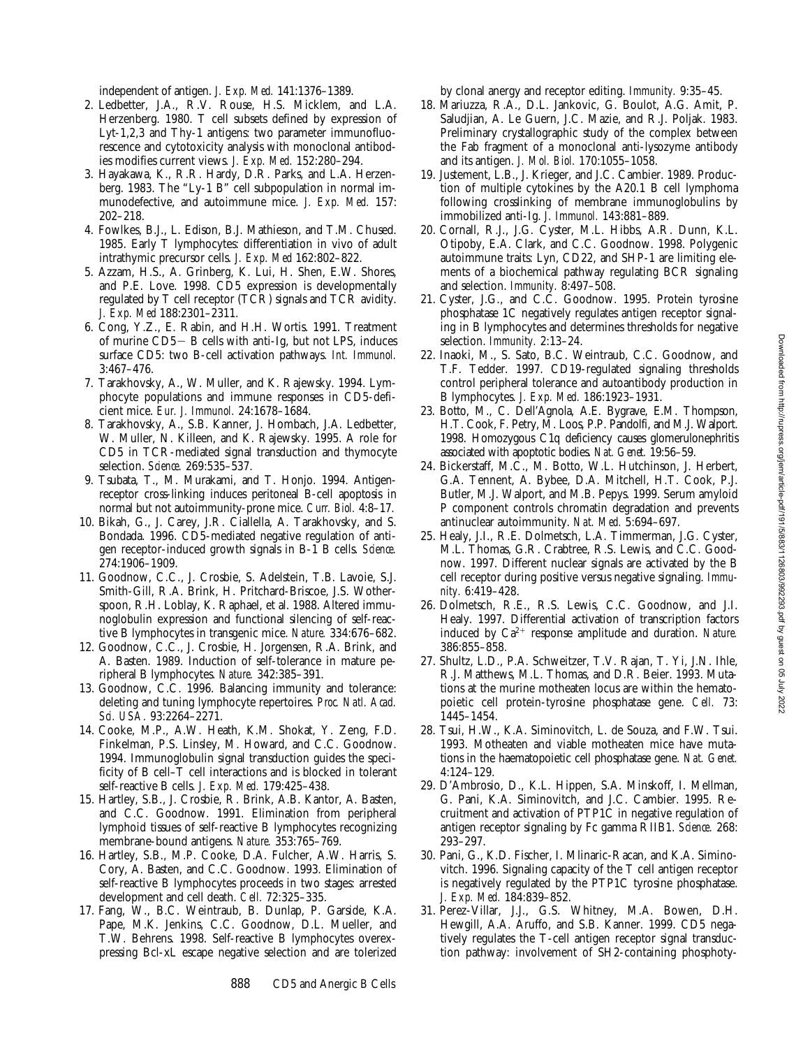independent of antigen. *J. Exp. Med.* 141:1376–1389.

2. Ledbetter, J.A., R.V. Rouse, H.S. Micklem, and L.A. Herzenberg. 1980. T cell subsets defined by expression of Lyt-1,2,3 and Thy-1 antigens: two parameter immunofluorescence and cytotoxicity analysis with monoclonal antibodies modifies current views. *J. Exp. Med.* 152:280–294.
3. Hayakawa, K., R.R. Hardy, D.R. Parks, and L.A. Herzenberg. 1983. The "Ly-1 B" cell subpopulation in normal immunodefective, and autoimmune mice. *J. Exp. Med.* 157: 202–218.
4. Fowlkes, B.J., L. Edison, B.J. Mathieson, and T.M. Chused. 1985. Early T lymphocytes: differentiation in vivo of adult intrathymic precursor cells. *J. Exp. Med* 162:802–822.
5. Azzam, H.S., A. Grinberg, K. Lui, H. Shen, E.W. Shores, and P.E. Love. 1998. CD5 expression is developmentally regulated by T cell receptor (TCR) signals and TCR avidity. *J. Exp. Med* 188:2301–2311.
6. Cong, Y.Z., E. Rabin, and H.H. Wortis. 1991. Treatment of murine CD5− B cells with anti-Ig, but not LPS, induces surface CD5: two B-cell activation pathways. *Int. Immunol.* 3:467–476.
7. Tarakhovsky, A., W. Muller, and K. Rajewsky. 1994. Lymphocyte populations and immune responses in CD5-deficient mice. *Eur. J. Immunol.* 24:1678–1684.
8. Tarakhovsky, A., S.B. Kanner, J. Hombach, J.A. Ledbetter, W. Muller, N. Killeen, and K. Rajewsky. 1995. A role for CD5 in TCR-mediated signal transduction and thymocyte selection. *Science.* 269:535–537.
9. Tsubata, T., M. Murakami, and T. Honjo. 1994. Antigen-receptor cross-linking induces peritoneal B-cell apoptosis in normal but not autoimmunity-prone mice. *Curr. Biol.* 4:8–17.
10. Bikah, G., J. Carey, J.R. Ciallella, A. Tarakhovsky, and S. Bondada. 1996. CD5-mediated negative regulation of antigen receptor-induced growth signals in B-1 B cells. *Science.* 274:1906–1909.
11. Goodnow, C.C., J. Crosbie, S. Adelstein, T.B. Lavoie, S.J. Smith-Gill, R.A. Brink, H. Pritchard-Briscoe, J.S. Wotherspoon, R.H. Loblay, K. Raphael, et al. 1988. Altered immunoglobulin expression and functional silencing of self-reactive B lymphocytes in transgenic mice. *Nature.* 334:676–682.
12. Goodnow, C.C., J. Crosbie, H. Jorgensen, R.A. Brink, and A. Basten. 1989. Induction of self-tolerance in mature peripheral B lymphocytes. *Nature.* 342:385–391.
13. Goodnow, C.C. 1996. Balancing immunity and tolerance: deleting and tuning lymphocyte repertoires. *Proc. Natl. Acad. Sci. USA.* 93:2264–2271.
14. Cooke, M.P., A.W. Heath, K.M. Shokat, Y. Zeng, F.D. Finkelman, P.S. Linsley, M. Howard, and C.C. Goodnow. 1994. Immunoglobulin signal transduction guides the specificity of B cell–T cell interactions and is blocked in tolerant self-reactive B cells. *J. Exp. Med.* 179:425–438.
15. Hartley, S.B., J. Crosbie, R. Brink, A.B. Kantor, A. Basten, and C.C. Goodnow. 1991. Elimination from peripheral lymphoid tissues of self-reactive B lymphocytes recognizing membrane-bound antigens. *Nature.* 353:765–769.
16. Hartley, S.B., M.P. Cooke, D.A. Fulcher, A.W. Harris, S. Cory, A. Basten, and C.C. Goodnow. 1993. Elimination of self-reactive B lymphocytes proceeds in two stages: arrested development and cell death. *Cell.* 72:325–335.
17. Fang, W., B.C. Weintraub, B. Dunlap, P. Garside, K.A. Pape, M.K. Jenkins, C.C. Goodnow, D.L. Mueller, and T.W. Behrens. 1998. Self-reactive B lymphocytes overexpressing Bcl-xL escape negative selection and are tolerized by clonal anergy and receptor editing. *Immunity.* 9:35–45.
18. Mariuzza, R.A., D.L. Jankovic, G. Boulot, A.G. Amit, P. Saludjian, A. Le Guern, J.C. Mazie, and R.J. Poljak. 1983. Preliminary crystallographic study of the complex between the Fab fragment of a monoclonal anti-lysozyme antibody and its antigen. *J. Mol. Biol.* 170:1055–1058.
19. Justement, L.B., J. Krieger, and J.C. Cambier. 1989. Production of multiple cytokines by the A20.1 B cell lymphoma following crosslinking of membrane immunoglobulins by immobilized anti-Ig. *J. Immunol.* 143:881–889.
20. Cornall, R.J., J.G. Cyster, M.L. Hibbs, A.R. Dunn, K.L. Otipoby, E.A. Clark, and C.C. Goodnow. 1998. Polygenic autoimmune traits: Lyn, CD22, and SHP-1 are limiting elements of a biochemical pathway regulating BCR signaling and selection. *Immunity.* 8:497–508.
21. Cyster, J.G., and C.C. Goodnow. 1995. Protein tyrosine phosphatase 1C negatively regulates antigen receptor signaling in B lymphocytes and determines thresholds for negative selection. *Immunity.* 2:13–24.
22. Inaoki, M., S. Sato, B.C. Weintraub, C.C. Goodnow, and T.F. Tedder. 1997. CD19-regulated signaling thresholds control peripheral tolerance and autoantibody production in B lymphocytes. *J. Exp. Med.* 186:1923–1931.
23. Botto, M., C. Dell'Agnola, A.E. Bygrave, E.M. Thompson, H.T. Cook, F. Petry, M. Loos, P.P. Pandolfi, and M.J. Walport. 1998. Homozygous C1q deficiency causes glomerulonephritis associated with apoptotic bodies. *Nat. Genet.* 19:56–59.
24. Bickerstaff, M.C., M. Botto, W.L. Hutchinson, J. Herbert, G.A. Tennent, A. Bybee, D.A. Mitchell, H.T. Cook, P.J. Butler, M.J. Walport, and M.B. Pepys. 1999. Serum amyloid P component controls chromatin degradation and prevents antinuclear autoimmunity. *Nat. Med.* 5:694–697.
25. Healy, J.I., R.E. Dolmetsch, L.A. Timmerman, J.G. Cyster, M.L. Thomas, G.R. Crabtree, R.S. Lewis, and C.C. Goodnow. 1997. Different nuclear signals are activated by the B cell receptor during positive versus negative signaling. *Immunity.* 6:419–428.
26. Dolmetsch, R.E., R.S. Lewis, C.C. Goodnow, and J.I. Healy. 1997. Differential activation of transcription factors induced by $Ca^{2+}$ response amplitude and duration. *Nature.* 386:855–858.
27. Shultz, L.D., P.A. Schweitzer, T.V. Rajan, T. Yi, J.N. Ihle, R.J. Matthews, M.L. Thomas, and D.R. Beier. 1993. Mutations at the murine motheaten locus are within the hematopoietic cell protein-tyrosine phosphatase gene. *Cell.* 73: 1445–1454.
28. Tsui, H.W., K.A. Siminovitch, L. de Souza, and F.W. Tsui. 1993. Motheaten and viable motheaten mice have mutations in the haematopoietic cell phosphatase gene. *Nat. Genet.* 4:124–129.
29. D'Ambrosio, D., K.L. Hippen, S.A. Minskoff, I. Mellman, G. Pani, K.A. Siminovitch, and J.C. Cambier. 1995. Recruitment and activation of PTP1C in negative regulation of antigen receptor signaling by Fc gamma RIIB1. *Science.* 268: 293–297.
30. Pani, G., K.D. Fischer, I. Mlinaric-Racan, and K.A. Siminovitch. 1996. Signaling capacity of the T cell antigen receptor is negatively regulated by the PTP1C tyrosine phosphatase. *J. Exp. Med.* 184:839–852.
31. Perez-Villar, J.J., G.S. Whitney, M.A. Bowen, D.H. Hewgill, A.A. Aruffo, and S.B. Kanner. 1999. CD5 negatively regulates the T-cell antigen receptor signal transduction pathway: involvement of SH2-containing phosphoty-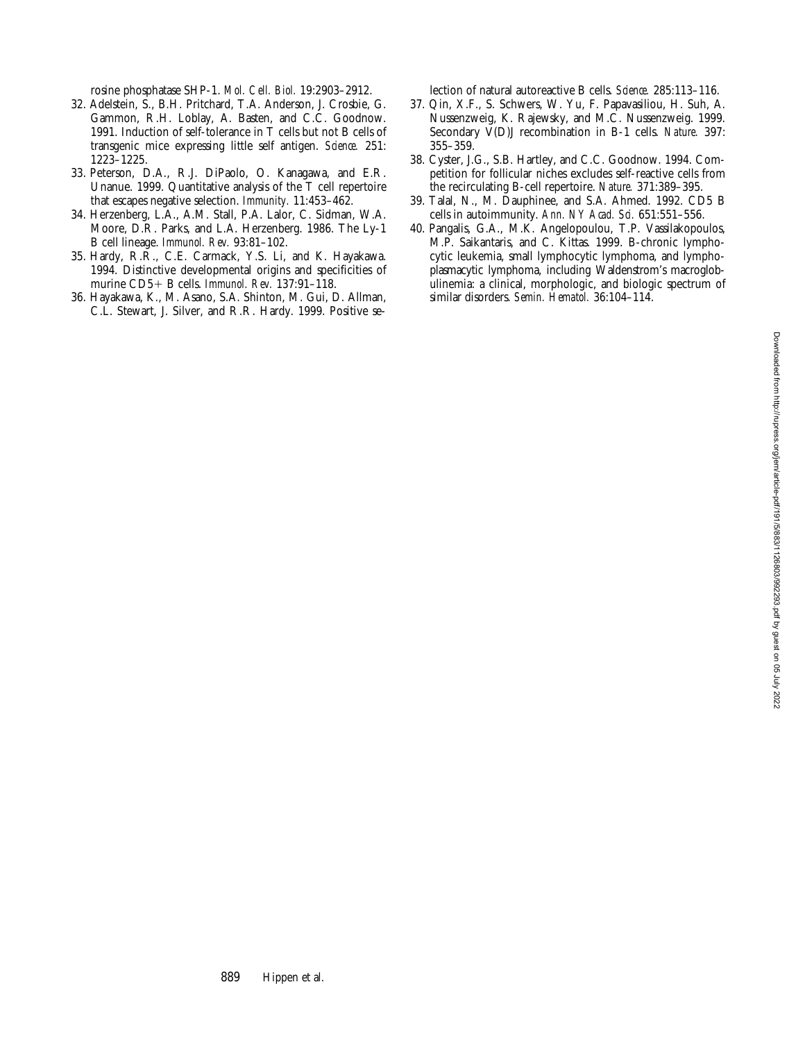rosine phosphatase SHP-1. *Mol. Cell. Biol.* 19:2903–2912.

32. Adelstein, S., B.H. Pritchard, T.A. Anderson, J. Crosbie, G. Gammon, R.H. Loblay, A. Basten, and C.C. Goodnow. 1991. Induction of self-tolerance in T cells but not B cells of transgenic mice expressing little self antigen. *Science.* 251: 1223–1225.
33. Peterson, D.A., R.J. DiPaolo, O. Kanagawa, and E.R. Unanue. 1999. Quantitative analysis of the T cell repertoire that escapes negative selection. *Immunity.* 11:453–462.
34. Herzenberg, L.A., A.M. Stall, P.A. Lalor, C. Sidman, W.A. Moore, D.R. Parks, and L.A. Herzenberg. 1986. The Ly-1 B cell lineage. *Immunol. Rev.* 93:81–102.
35. Hardy, R.R., C.E. Carmack, Y.S. Li, and K. Hayakawa. 1994. Distinctive developmental origins and specificities of murine CD5+ B cells. *Immunol. Rev.* 137:91–118.
36. Hayakawa, K., M. Asano, S.A. Shinton, M. Gui, D. Allman, C.L. Stewart, J. Silver, and R.R. Hardy. 1999. Positive selection of natural autoreactive B cells. *Science.* 285:113–116.
37. Qin, X.F., S. Schwers, W. Yu, F. Papavasiliou, H. Suh, A. Nussenzweig, K. Rajewsky, and M.C. Nussenzweig. 1999. Secondary V(D)J recombination in B-1 cells. *Nature.* 397: 355–359.
38. Cyster, J.G., S.B. Hartley, and C.C. Goodnow. 1994. Competition for follicular niches excludes self-reactive cells from the recirculating B-cell repertoire. *Nature.* 371:389–395.
39. Talal, N., M. Dauphinee, and S.A. Ahmed. 1992. CD5 B cells in autoimmunity. *Ann. NY Acad. Sci.* 651:551–556.
40. Pangalis, G.A., M.K. Angelopoulou, T.P. Vassilakopoulos, M.P. Saikantaris, and C. Kittas. 1999. B-chronic lymphocytic leukemia, small lymphocytic lymphoma, and lymphoplasmacytic lymphoma, including Waldenstrom's macroglobulinemia: a clinical, morphologic, and biologic spectrum of similar disorders. *Semin. Hematol.* 36:104–114.